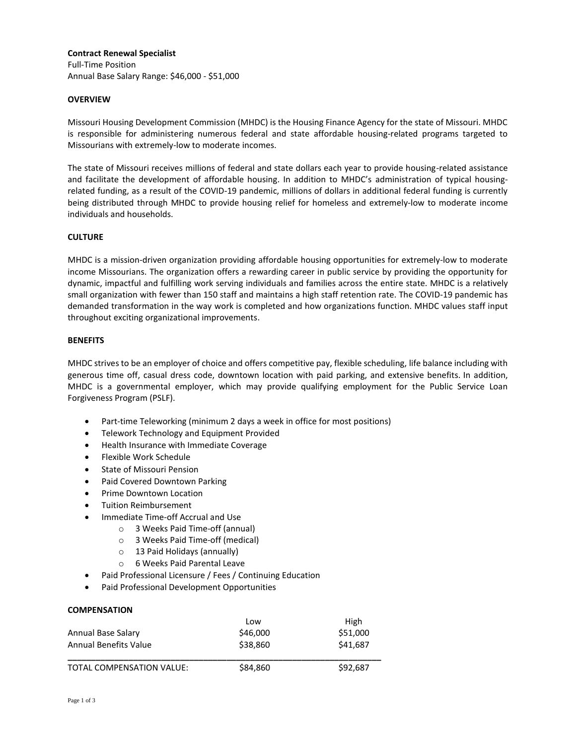**Contract Renewal Specialist**
Full-Time Position
Annual Base Salary Range: $46,000 - $51,000

**OVERVIEW**

Missouri Housing Development Commission (MHDC) is the Housing Finance Agency for the state of Missouri. MHDC is responsible for administering numerous federal and state affordable housing-related programs targeted to Missourians with extremely-low to moderate incomes.

The state of Missouri receives millions of federal and state dollars each year to provide housing-related assistance and facilitate the development of affordable housing. In addition to MHDC's administration of typical housing-related funding, as a result of the COVID-19 pandemic, millions of dollars in additional federal funding is currently being distributed through MHDC to provide housing relief for homeless and extremely-low to moderate income individuals and households.

**CULTURE**

MHDC is a mission-driven organization providing affordable housing opportunities for extremely-low to moderate income Missourians. The organization offers a rewarding career in public service by providing the opportunity for dynamic, impactful and fulfilling work serving individuals and families across the entire state. MHDC is a relatively small organization with fewer than 150 staff and maintains a high staff retention rate. The COVID-19 pandemic has demanded transformation in the way work is completed and how organizations function. MHDC values staff input throughout exciting organizational improvements.

**BENEFITS**

MHDC strives to be an employer of choice and offers competitive pay, flexible scheduling, life balance including with generous time off, casual dress code, downtown location with paid parking, and extensive benefits. In addition, MHDC is a governmental employer, which may provide qualifying employment for the Public Service Loan Forgiveness Program (PSLF).

- Part-time Teleworking (minimum 2 days a week in office for most positions)
- Telework Technology and Equipment Provided
- Health Insurance with Immediate Coverage
- Flexible Work Schedule
- State of Missouri Pension
- Paid Covered Downtown Parking
- Prime Downtown Location
- Tuition Reimbursement
- Immediate Time-off Accrual and Use
  - 3 Weeks Paid Time-off (annual)
  - 3 Weeks Paid Time-off (medical)
  - 13 Paid Holidays (annually)
  - 6 Weeks Paid Parental Leave
- Paid Professional Licensure / Fees / Continuing Education
- Paid Professional Development Opportunities

**COMPENSATION**

| | Low | High |
|---|---|---|
| Annual Base Salary | $46,000 | $51,000 |
| Annual Benefits Value | $38,860 | $41,687 |
| TOTAL COMPENSATION VALUE: | $84,860 | $92,687 |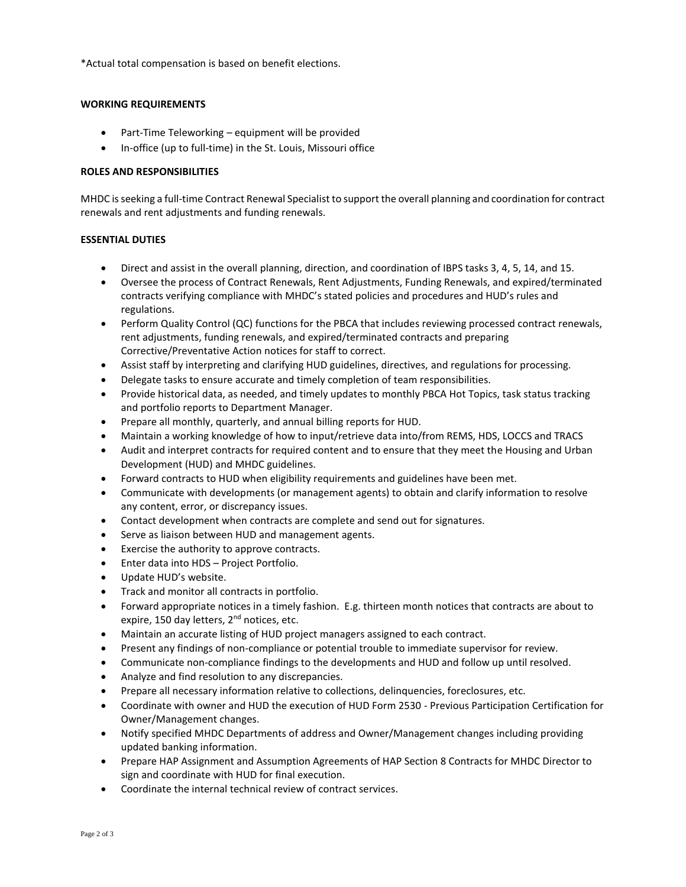*Actual total compensation is based on benefit elections.

**WORKING REQUIREMENTS**

- Part-Time Teleworking – equipment will be provided
- In-office (up to full-time) in the St. Louis, Missouri office

**ROLES AND RESPONSIBILITIES**

MHDC is seeking a full-time Contract Renewal Specialist to support the overall planning and coordination for contract renewals and rent adjustments and funding renewals.

**ESSENTIAL DUTIES**

- Direct and assist in the overall planning, direction, and coordination of IBPS tasks 3, 4, 5, 14, and 15.
- Oversee the process of Contract Renewals, Rent Adjustments, Funding Renewals, and expired/terminated contracts verifying compliance with MHDC's stated policies and procedures and HUD's rules and regulations.
- Perform Quality Control (QC) functions for the PBCA that includes reviewing processed contract renewals, rent adjustments, funding renewals, and expired/terminated contracts and preparing Corrective/Preventative Action notices for staff to correct.
- Assist staff by interpreting and clarifying HUD guidelines, directives, and regulations for processing.
- Delegate tasks to ensure accurate and timely completion of team responsibilities.
- Provide historical data, as needed, and timely updates to monthly PBCA Hot Topics, task status tracking and portfolio reports to Department Manager.
- Prepare all monthly, quarterly, and annual billing reports for HUD.
- Maintain a working knowledge of how to input/retrieve data into/from REMS, HDS, LOCCS and TRACS
- Audit and interpret contracts for required content and to ensure that they meet the Housing and Urban Development (HUD) and MHDC guidelines.
- Forward contracts to HUD when eligibility requirements and guidelines have been met.
- Communicate with developments (or management agents) to obtain and clarify information to resolve any content, error, or discrepancy issues.
- Contact development when contracts are complete and send out for signatures.
- Serve as liaison between HUD and management agents.
- Exercise the authority to approve contracts.
- Enter data into HDS – Project Portfolio.
- Update HUD's website.
- Track and monitor all contracts in portfolio.
- Forward appropriate notices in a timely fashion. E.g. thirteen month notices that contracts are about to expire, 150 day letters, 2nd notices, etc.
- Maintain an accurate listing of HUD project managers assigned to each contract.
- Present any findings of non-compliance or potential trouble to immediate supervisor for review.
- Communicate non-compliance findings to the developments and HUD and follow up until resolved.
- Analyze and find resolution to any discrepancies.
- Prepare all necessary information relative to collections, delinquencies, foreclosures, etc.
- Coordinate with owner and HUD the execution of HUD Form 2530 - Previous Participation Certification for Owner/Management changes.
- Notify specified MHDC Departments of address and Owner/Management changes including providing updated banking information.
- Prepare HAP Assignment and Assumption Agreements of HAP Section 8 Contracts for MHDC Director to sign and coordinate with HUD for final execution.
- Coordinate the internal technical review of contract services.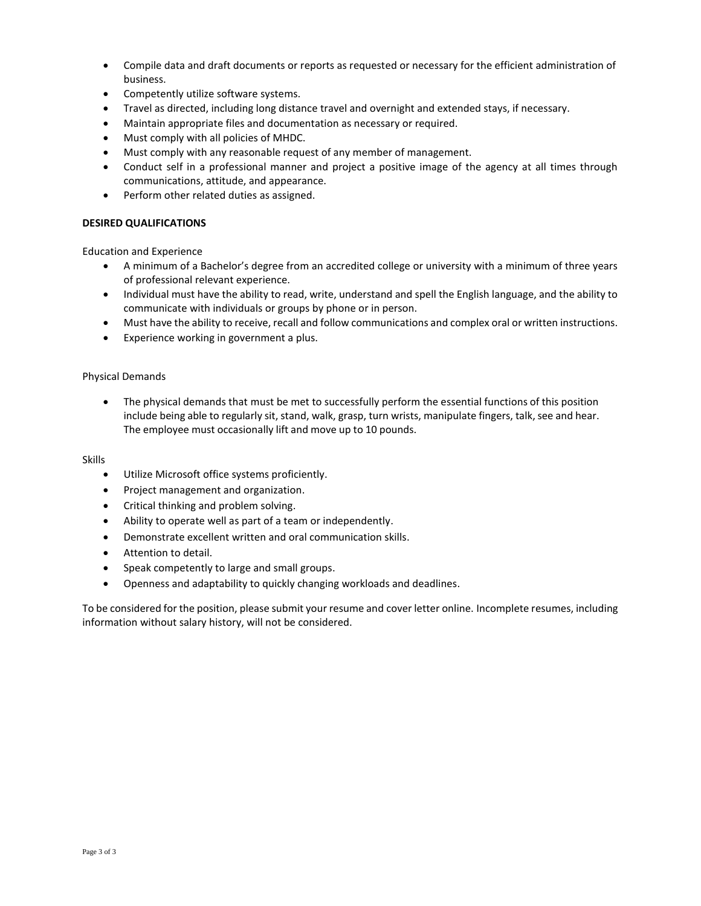- Compile data and draft documents or reports as requested or necessary for the efficient administration of business.
- Competently utilize software systems.
- Travel as directed, including long distance travel and overnight and extended stays, if necessary.
- Maintain appropriate files and documentation as necessary or required.
- Must comply with all policies of MHDC.
- Must comply with any reasonable request of any member of management.
- Conduct self in a professional manner and project a positive image of the agency at all times through communications, attitude, and appearance.
- Perform other related duties as assigned.

**DESIRED QUALIFICATIONS**

Education and Experience

- A minimum of a Bachelor's degree from an accredited college or university with a minimum of three years of professional relevant experience.
- Individual must have the ability to read, write, understand and spell the English language, and the ability to communicate with individuals or groups by phone or in person.
- Must have the ability to receive, recall and follow communications and complex oral or written instructions.
- Experience working in government a plus.

Physical Demands

- The physical demands that must be met to successfully perform the essential functions of this position include being able to regularly sit, stand, walk, grasp, turn wrists, manipulate fingers, talk, see and hear. The employee must occasionally lift and move up to 10 pounds.

Skills

- Utilize Microsoft office systems proficiently.
- Project management and organization.
- Critical thinking and problem solving.
- Ability to operate well as part of a team or independently.
- Demonstrate excellent written and oral communication skills.
- Attention to detail.
- Speak competently to large and small groups.
- Openness and adaptability to quickly changing workloads and deadlines.

To be considered for the position, please submit your resume and cover letter online. Incomplete resumes, including information without salary history, will not be considered.